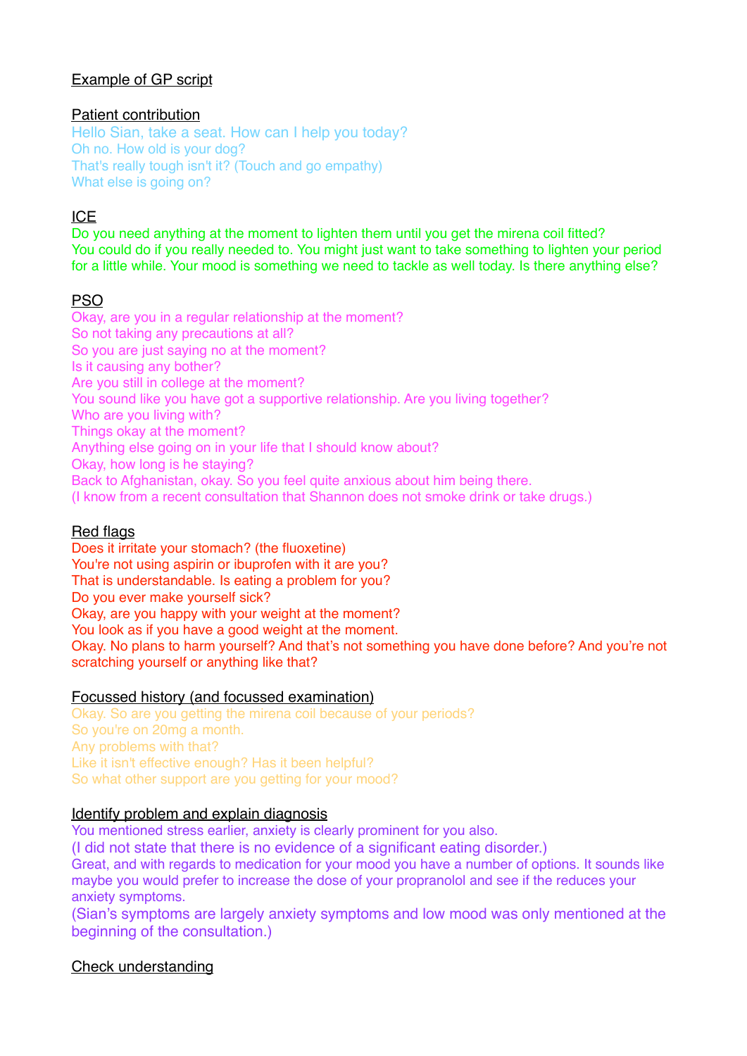Example of GP script

Patient contribution

Hello Sian, take a seat. How can I help you today?
Oh no. How old is your dog?
That's really tough isn't it? (Touch and go empathy)
What else is going on?

ICE

Do you need anything at the moment to lighten them until you get the mirena coil fitted?
You could do if you really needed to. You might just want to take something to lighten your period for a little while. Your mood is something we need to tackle as well today. Is there anything else?

PSO

Okay, are you in a regular relationship at the moment?
So not taking any precautions at all?
So you are just saying no at the moment?
Is it causing any bother?
Are you still in college at the moment?
You sound like you have got a supportive relationship. Are you living together?
Who are you living with?
Things okay at the moment?
Anything else going on in your life that I should know about?
Okay, how long is he staying?
Back to Afghanistan, okay. So you feel quite anxious about him being there.
(I know from a recent consultation that Shannon does not smoke drink or take drugs.)

Red flags

Does it irritate your stomach? (the fluoxetine)
You're not using aspirin or ibuprofen with it are you?
That is understandable. Is eating a problem for you?
Do you ever make yourself sick?
Okay, are you happy with your weight at the moment?
You look as if you have a good weight at the moment.
Okay. No plans to harm yourself? And that's not something you have done before? And you're not scratching yourself or anything like that?

Focussed history (and focussed examination)

Okay. So are you getting the mirena coil fitted because of your periods?
So you're on 20mg a month.
Any problems with that?
Like it isn't effective enough? Has it been helpful?
So what other support are you getting for your mood?

Identify problem and explain diagnosis

You mentioned stress earlier, anxiety is clearly prominent for you also.
(I did not state that there is no evidence of a significant eating disorder.)
Great, and with regards to medication for your mood you have a number of options. It sounds like maybe you would prefer to increase the dose of your propranolol and see if the reduces your anxiety symptoms.
(Sian's symptoms are largely anxiety symptoms and low mood was only mentioned at the beginning of the consultation.)

Check understanding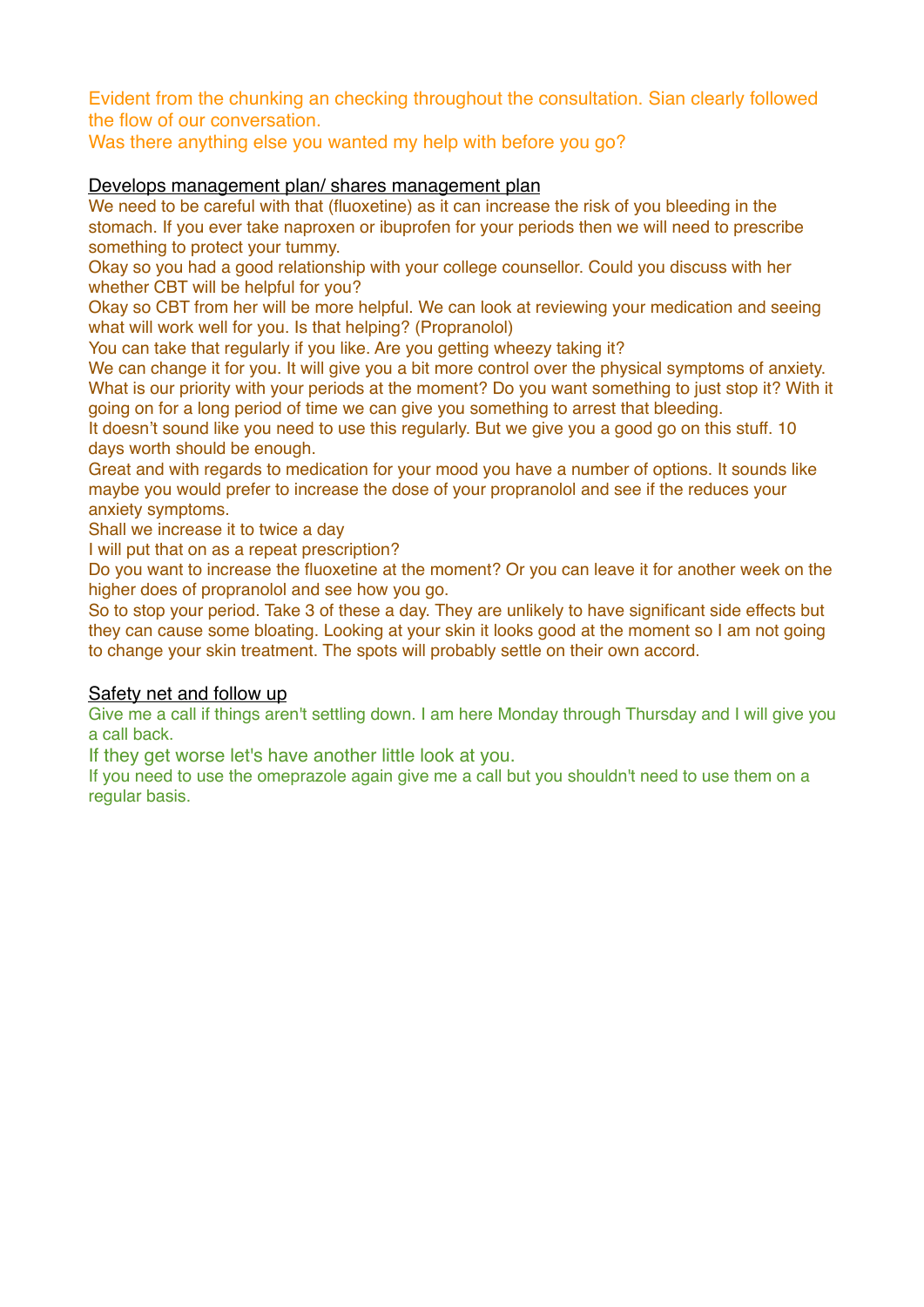Evident from the chunking an checking throughout the consultation. Sian clearly followed the flow of our conversation.
Was there anything else you wanted my help with before you go?

<u>Develops management plan/ shares management plan</u>

We need to be careful with that (fluoxetine) as it can increase the risk of you bleeding in the stomach. If you ever take naproxen or ibuprofen for your periods then we will need to prescribe something to protect your tummy.
Okay so you had a good relationship with your college counsellor. Could you discuss with her whether CBT will be helpful for you?
Okay so CBT from her will be more helpful. We can look at reviewing your medication and seeing what will work well for you. Is that helping? (Propranolol)
You can take that regularly if you like. Are you getting wheezy taking it?
We can change it for you. It will give you a bit more control over the physical symptoms of anxiety.
What is our priority with your periods at the moment? Do you want something to just stop it? With it going on for a long period of time we can give you something to arrest that bleeding.
It doesn't sound like you need to use this regularly. But we give you a good go on this stuff. 10 days worth should be enough.
Great and with regards to medication for your mood you have a number of options. It sounds like maybe you would prefer to increase the dose of your propranolol and see if the reduces your anxiety symptoms.
Shall we increase it to twice a day
I will put that on as a repeat prescription?
Do you want to increase the fluoxetine at the moment? Or you can leave it for another week on the higher does of propranolol and see how you go.
So to stop your period. Take 3 of these a day. They are unlikely to have significant side effects but they can cause some bloating. Looking at your skin it looks good at the moment so I am not going to change your skin treatment. The spots will probably settle on their own accord.

<u>Safety net and follow up</u>

Give me a call if things aren't settling down. I am here Monday through Thursday and I will give you a call back.
If they get worse let's have another little look at you.
If you need to use the omeprazole again give me a call but you shouldn't need to use them on a regular basis.